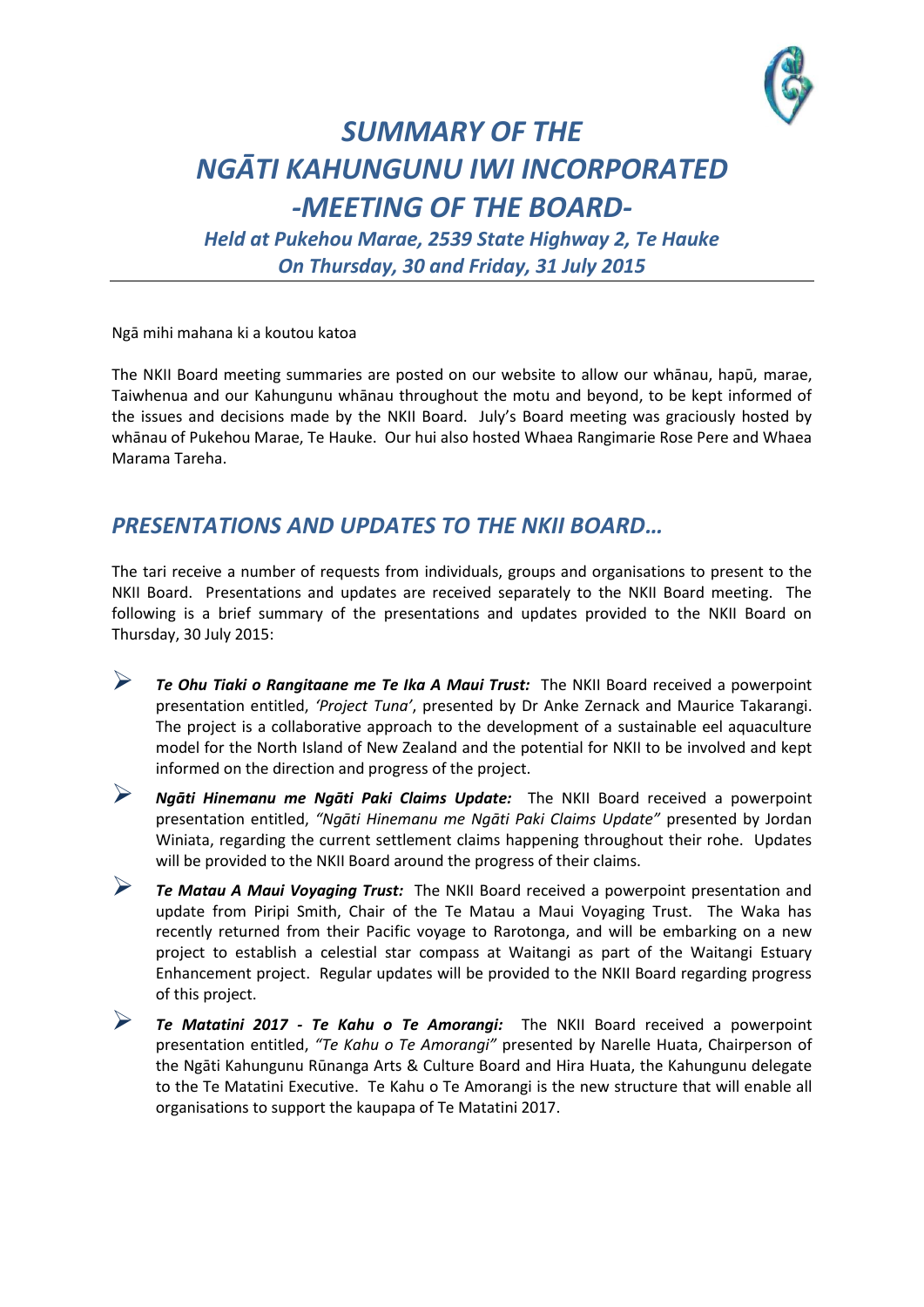# *SUMMARY OF THE NGĀTI KAHUNGUNU IWI INCORPORATED -MEETING OF THE BOARD-*

### *Held at Pukehou Marae, 2539 State Highway 2, Te Hauke On Thursday, 30 and Friday, 31 July 2015*

Ngā mihi mahana ki a koutou katoa

The NKII Board meeting summaries are posted on our website to allow our whānau, hapū, marae, Taiwhenua and our Kahungunu whānau throughout the motu and beyond, to be kept informed of the issues and decisions made by the NKII Board. July's Board meeting was graciously hosted by whānau of Pukehou Marae, Te Hauke. Our hui also hosted Whaea Rangimarie Rose Pere and Whaea Marama Tareha.

## *PRESENTATIONS AND UPDATES TO THE NKII BOARD…*

The tari receive a number of requests from individuals, groups and organisations to present to the NKII Board. Presentations and updates are received separately to the NKII Board meeting. The following is a brief summary of the presentations and updates provided to the NKII Board on Thursday, 30 July 2015:

- ***Te Ohu Tiaki o Rangitaane me Te Ika A Maui Trust:*** The NKII Board received a powerpoint presentation entitled, *'Project Tuna'*, presented by Dr Anke Zernack and Maurice Takarangi. The project is a collaborative approach to the development of a sustainable eel aquaculture model for the North Island of New Zealand and the potential for NKII to be involved and kept informed on the direction and progress of the project.
- ***Ngāti Hinemanu me Ngāti Paki Claims Update:*** The NKII Board received a powerpoint presentation entitled, *"Ngāti Hinemanu me Ngāti Paki Claims Update"* presented by Jordan Winiata, regarding the current settlement claims happening throughout their rohe. Updates will be provided to the NKII Board around the progress of their claims.
- ***Te Matau A Maui Voyaging Trust:*** The NKII Board received a powerpoint presentation and update from Piripi Smith, Chair of the Te Matau a Maui Voyaging Trust. The Waka has recently returned from their Pacific voyage to Rarotonga, and will be embarking on a new project to establish a celestial star compass at Waitangi as part of the Waitangi Estuary Enhancement project. Regular updates will be provided to the NKII Board regarding progress of this project.
- ***Te Matatini 2017 - Te Kahu o Te Amorangi:*** The NKII Board received a powerpoint presentation entitled, *"Te Kahu o Te Amorangi"* presented by Narelle Huata, Chairperson of the Ngāti Kahungunu Rūnanga Arts & Culture Board and Hira Huata, the Kahungunu delegate to the Te Matatini Executive. Te Kahu o Te Amorangi is the new structure that will enable all organisations to support the kaupapa of Te Matatini 2017.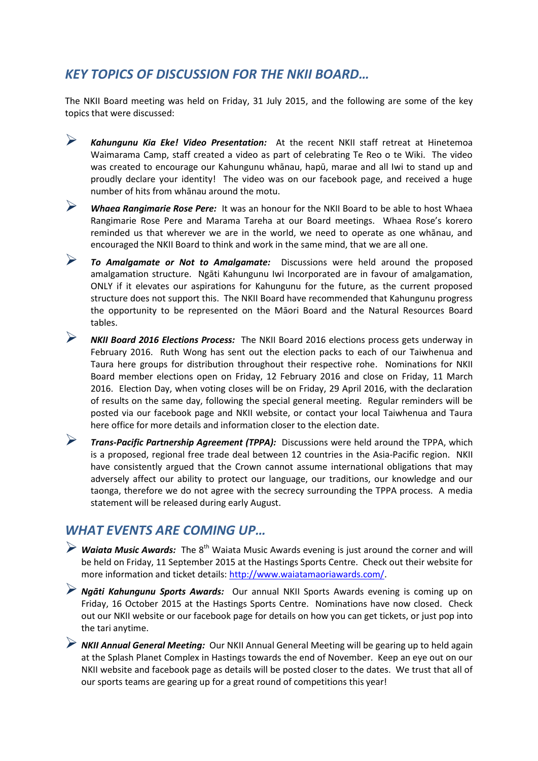## *KEY TOPICS OF DISCUSSION FOR THE NKII BOARD…*

The NKII Board meeting was held on Friday, 31 July 2015, and the following are some of the key topics that were discussed:

- ***Kahungunu Kia Eke! Video Presentation:*** At the recent NKII staff retreat at Hinetemoa Waimarama Camp, staff created a video as part of celebrating Te Reo o te Wiki. The video was created to encourage our Kahungunu whānau, hapū, marae and all Iwi to stand up and proudly declare your identity! The video was on our facebook page, and received a huge number of hits from whānau around the motu.
- ***Whaea Rangimarie Rose Pere:*** It was an honour for the NKII Board to be able to host Whaea Rangimarie Rose Pere and Marama Tareha at our Board meetings. Whaea Rose's korero reminded us that wherever we are in the world, we need to operate as one whānau, and encouraged the NKII Board to think and work in the same mind, that we are all one.
- ***To Amalgamate or Not to Amalgamate:*** Discussions were held around the proposed amalgamation structure. Ngāti Kahungunu Iwi Incorporated are in favour of amalgamation, ONLY if it elevates our aspirations for Kahungunu for the future, as the current proposed structure does not support this. The NKII Board have recommended that Kahungunu progress the opportunity to be represented on the Māori Board and the Natural Resources Board tables.
- ***NKII Board 2016 Elections Process:*** The NKII Board 2016 elections process gets underway in February 2016. Ruth Wong has sent out the election packs to each of our Taiwhenua and Taura here groups for distribution throughout their respective rohe. Nominations for NKII Board member elections open on Friday, 12 February 2016 and close on Friday, 11 March 2016. Election Day, when voting closes will be on Friday, 29 April 2016, with the declaration of results on the same day, following the special general meeting. Regular reminders will be posted via our facebook page and NKII website, or contact your local Taiwhenua and Taura here office for more details and information closer to the election date.
- ***Trans-Pacific Partnership Agreement (TPPA):*** Discussions were held around the TPPA, which is a proposed, regional free trade deal between 12 countries in the Asia-Pacific region. NKII have consistently argued that the Crown cannot assume international obligations that may adversely affect our ability to protect our language, our traditions, our knowledge and our taonga, therefore we do not agree with the secrecy surrounding the TPPA process. A media statement will be released during early August.

## *WHAT EVENTS ARE COMING UP…*

- ***Waiata Music Awards:*** The 8th Waiata Music Awards evening is just around the corner and will be held on Friday, 11 September 2015 at the Hastings Sports Centre. Check out their website for more information and ticket details: [http://www.waiatamaoriawards.com/](http://www.waiatamaoriawards.com/).
- ***Ngāti Kahungunu Sports Awards:*** Our annual NKII Sports Awards evening is coming up on Friday, 16 October 2015 at the Hastings Sports Centre. Nominations have now closed. Check out our NKII website or our facebook page for details on how you can get tickets, or just pop into the tari anytime.
- ***NKII Annual General Meeting:*** Our NKII Annual General Meeting will be gearing up to held again at the Splash Planet Complex in Hastings towards the end of November. Keep an eye out on our NKII website and facebook page as details will be posted closer to the dates. We trust that all of our sports teams are gearing up for a great round of competitions this year!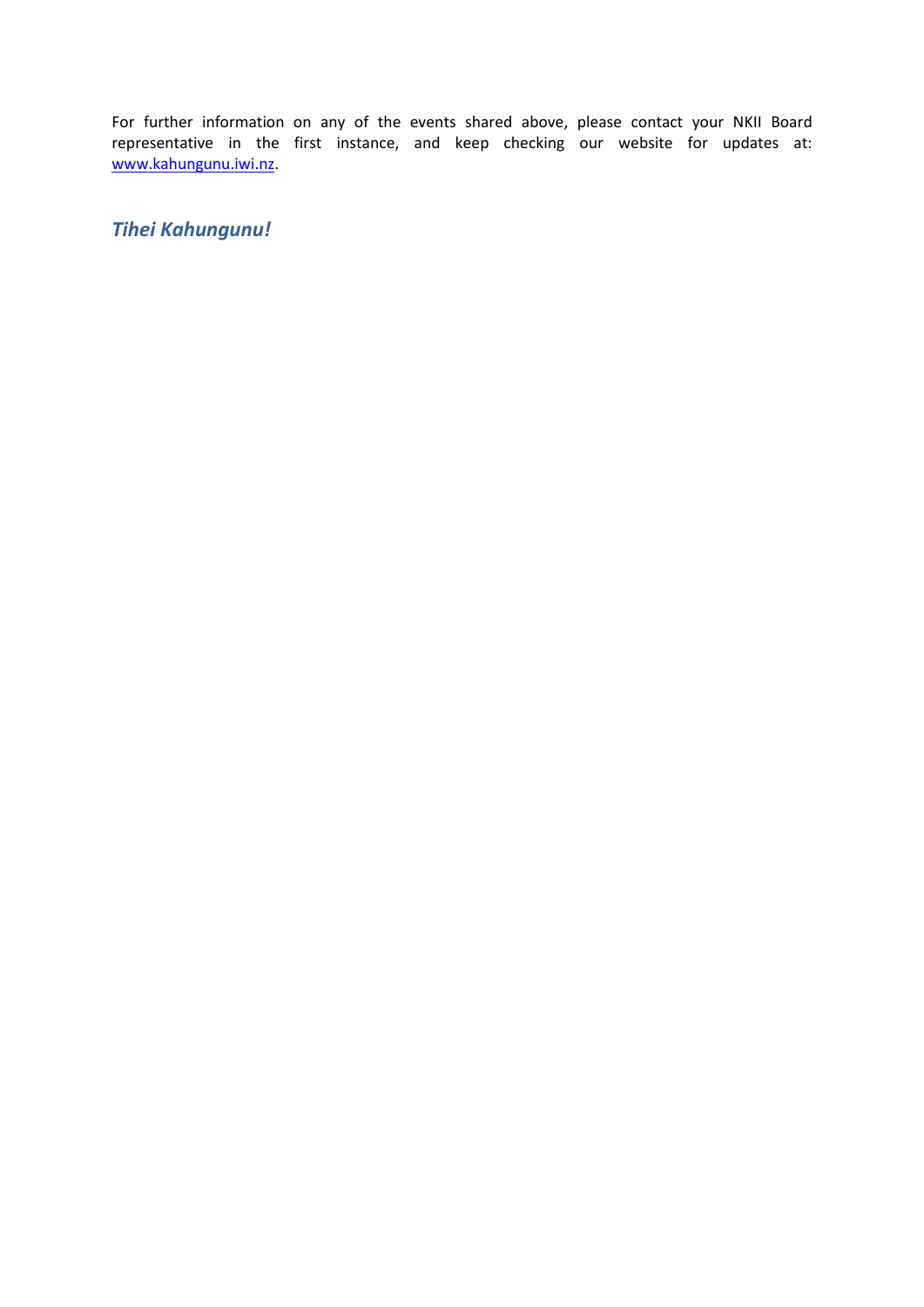For further information on any of the events shared above, please contact your NKII Board representative in the first instance, and keep checking our website for updates at: www.kahungunu.iwi.nz.

***Tihei Kahungunu!***